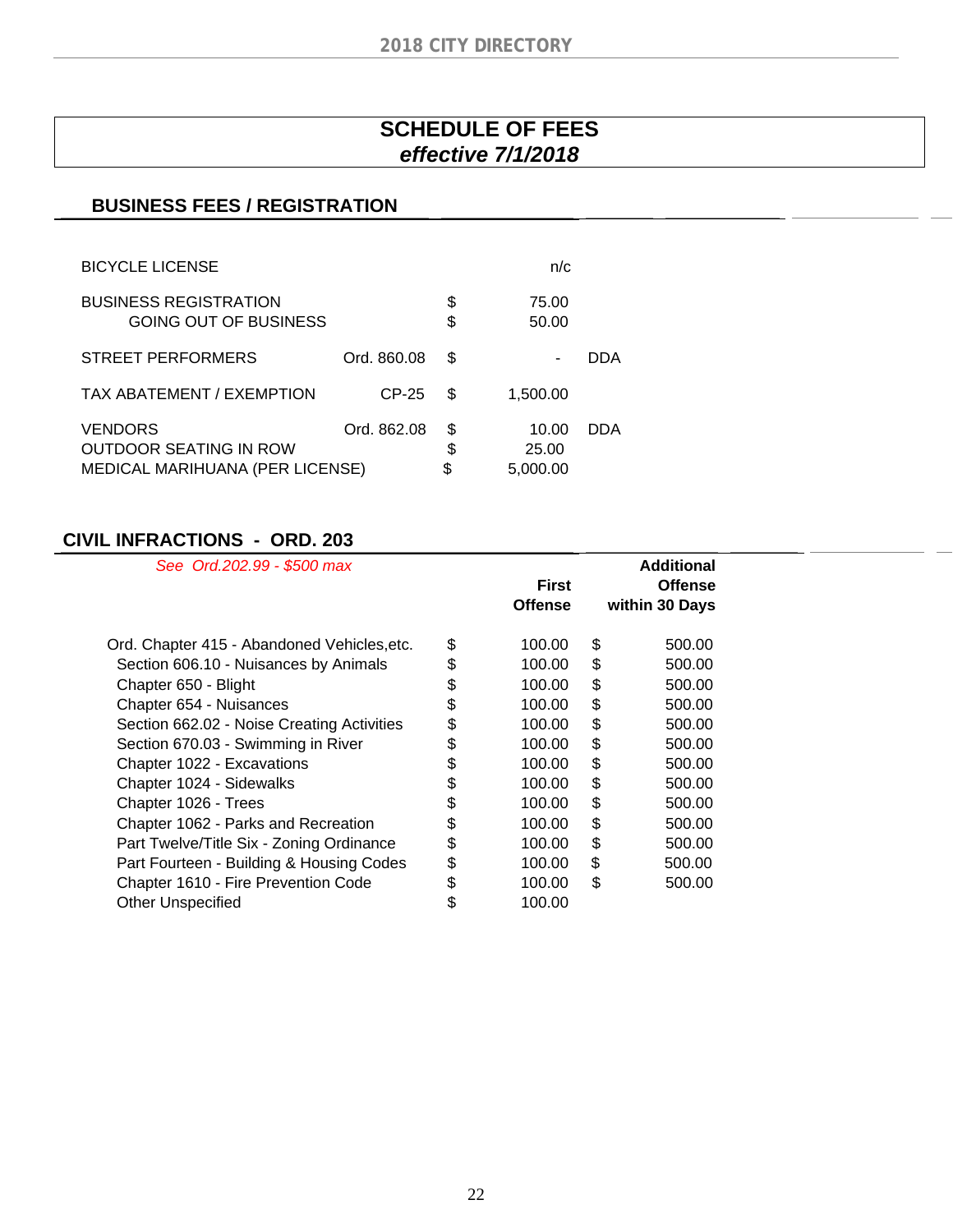# SCHEDULE OF FEES

***effective 7/1/2018***

## BUSINESS FEES / REGISTRATION

| Item | Reference | | Fee | |
|---|---|---|---|---|
| BICYCLE LICENSE | | | n/c | |
| BUSINESS REGISTRATION | | $ | 75.00 | |
| GOING OUT OF BUSINESS | | $ | 50.00 | |
| STREET PERFORMERS | Ord. 860.08 | $ | - | DDA |
| TAX ABATEMENT / EXEMPTION | CP-25 | $ | 1,500.00 | |
| VENDORS | Ord. 862.08 | $ | 10.00 | DDA |
| OUTDOOR SEATING IN ROW | | $ | 25.00 | |
| MEDICAL MARIHUANA (PER LICENSE) | | $ | 5,000.00 | |

## CIVIL INFRACTIONS - ORD. 203

*See Ord.202.99 - $500 max*

| | | First Offense | | Additional Offense within 30 Days |
|---|---|---|---|---|
| Ord. Chapter 415 - Abandoned Vehicles,etc. | $ | 100.00 | $ | 500.00 |
| Section 606.10 - Nuisances by Animals | $ | 100.00 | $ | 500.00 |
| Chapter 650 - Blight | $ | 100.00 | $ | 500.00 |
| Chapter 654 - Nuisances | $ | 100.00 | $ | 500.00 |
| Section 662.02 - Noise Creating Activities | $ | 100.00 | $ | 500.00 |
| Section 670.03 - Swimming in River | $ | 100.00 | $ | 500.00 |
| Chapter 1022 - Excavations | $ | 100.00 | $ | 500.00 |
| Chapter 1024 - Sidewalks | $ | 100.00 | $ | 500.00 |
| Chapter 1026 - Trees | $ | 100.00 | $ | 500.00 |
| Chapter 1062 - Parks and Recreation | $ | 100.00 | $ | 500.00 |
| Part Twelve/Title Six - Zoning Ordinance | $ | 100.00 | $ | 500.00 |
| Part Fourteen - Building & Housing Codes | $ | 100.00 | $ | 500.00 |
| Chapter 1610 - Fire Prevention Code | $ | 100.00 | $ | 500.00 |
| Other Unspecified | $ | 100.00 | | |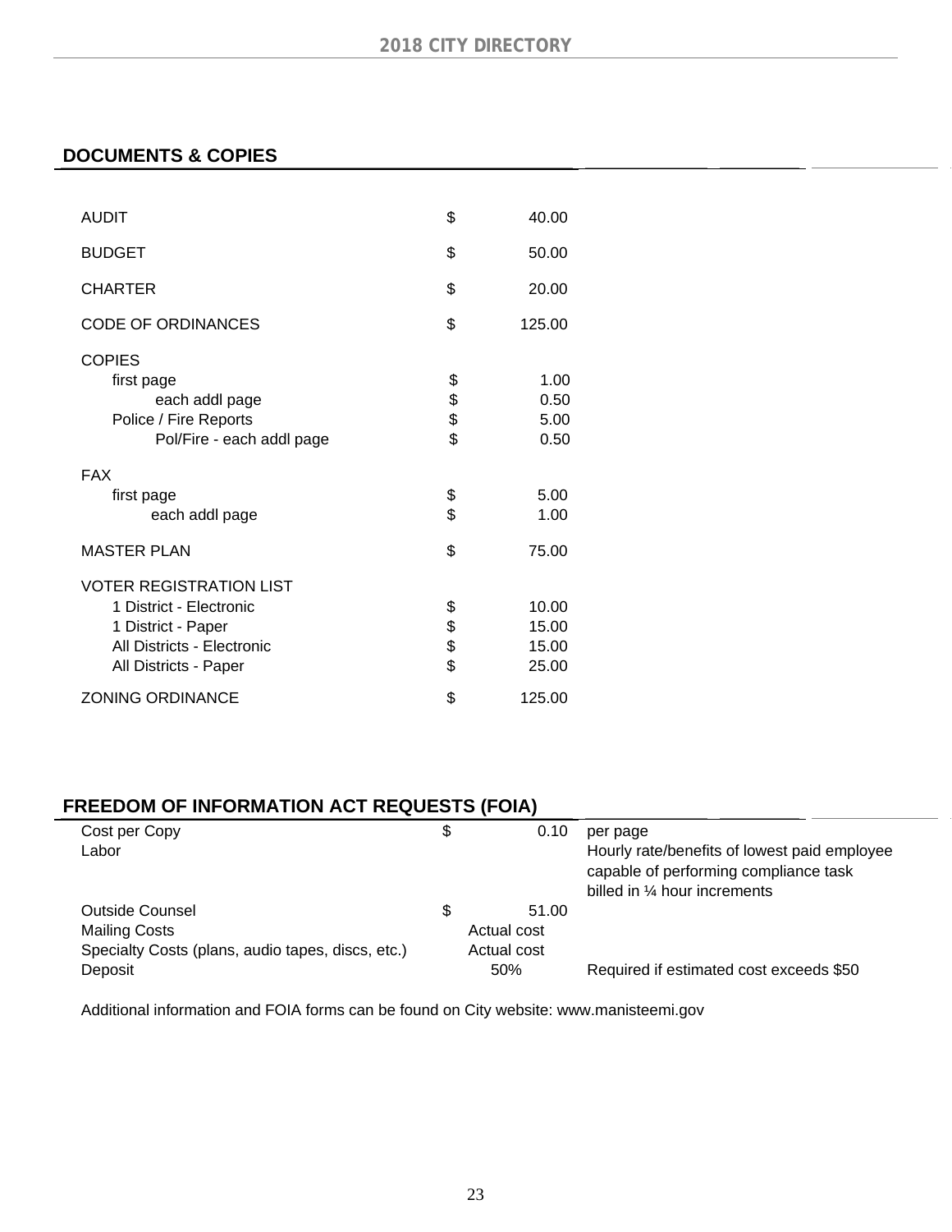## DOCUMENTS & COPIES

| Item | | Amount |
|---|---|---|
| AUDIT | $ | 40.00 |
| BUDGET | $ | 50.00 |
| CHARTER | $ | 20.00 |
| CODE OF ORDINANCES | $ | 125.00 |
| COPIES | | |
| first page | $ | 1.00 |
| each addl page | $ | 0.50 |
| Police / Fire Reports | $ | 5.00 |
| Pol/Fire - each addl page | $ | 0.50 |
| FAX | | |
| first page | $ | 5.00 |
| each addl page | $ | 1.00 |
| MASTER PLAN | $ | 75.00 |
| VOTER REGISTRATION LIST | | |
| 1 District - Electronic | $ | 10.00 |
| 1 District - Paper | $ | 15.00 |
| All Districts - Electronic | $ | 15.00 |
| All Districts - Paper | $ | 25.00 |
| ZONING ORDINANCE | $ | 125.00 |

## FREEDOM OF INFORMATION ACT REQUESTS (FOIA)

| Item | | Amount | Notes |
|---|---|---|---|
| Cost per Copy | $ | 0.10 | per page |
| Labor | | | Hourly rate/benefits of lowest paid employee capable of performing compliance task billed in ¼ hour increments |
| Outside Counsel | $ | 51.00 | |
| Mailing Costs | | Actual cost | |
| Specialty Costs (plans, audio tapes, discs, etc.) | | Actual cost | |
| Deposit | | 50% | Required if estimated cost exceeds $50 |

Additional information and FOIA forms can be found on City website: www.manisteemi.gov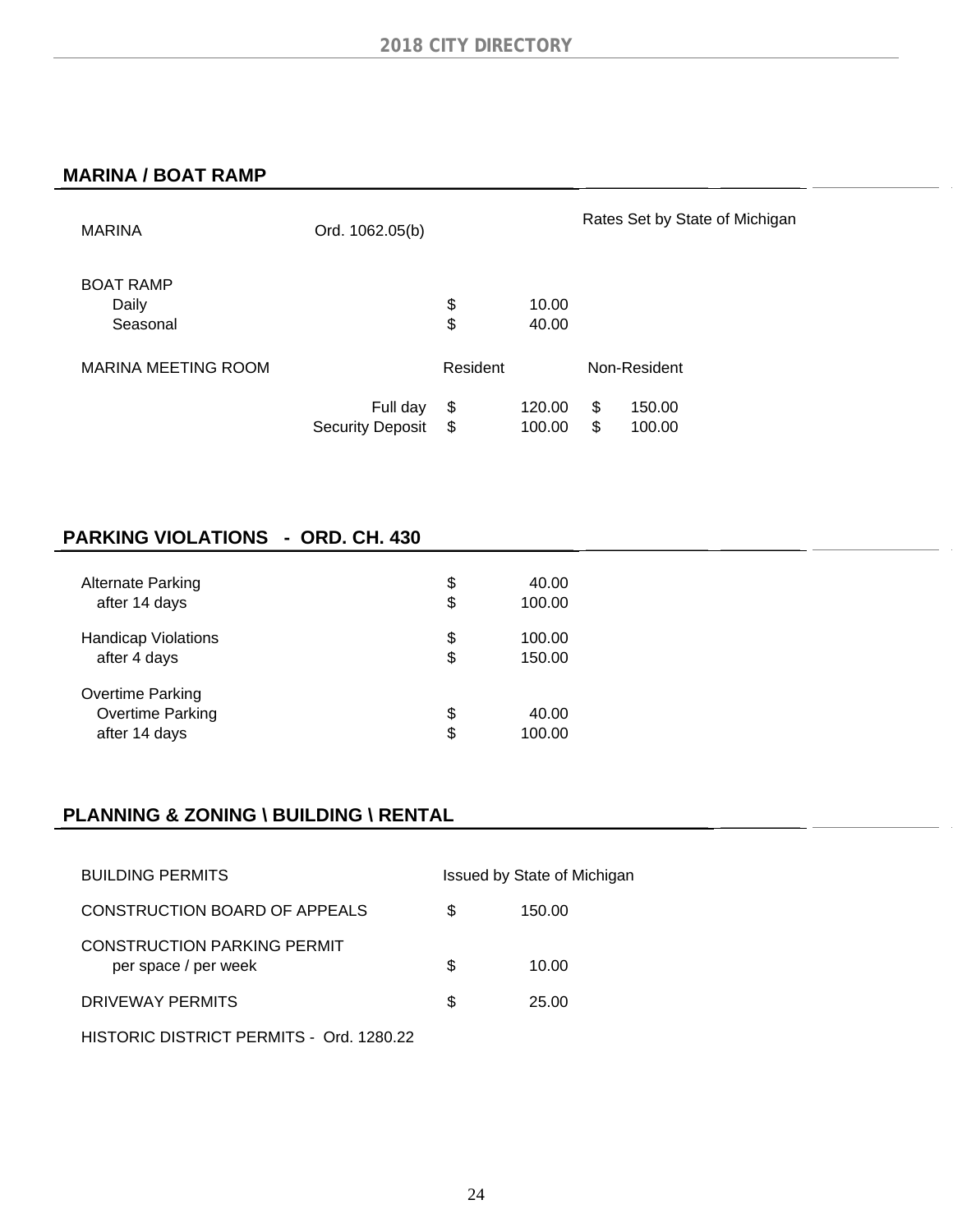## MARINA / BOAT RAMP

| | | | |
|---|---|---|---|
| MARINA | Ord. 1062.05(b) | | Rates Set by State of Michigan |
| BOAT RAMP | | | |
| Daily | | $ 10.00 | |
| Seasonal | | $ 40.00 | |

| MARINA MEETING ROOM | | Resident | Non-Resident |
|---|---|---|---|
| | Full day | $ 120.00 | $ 150.00 |
| | Security Deposit | $ 100.00 | $ 100.00 |

## PARKING VIOLATIONS - ORD. CH. 430

| | |
|---|---|
| Alternate Parking | $ 40.00 |
| after 14 days | $ 100.00 |
| Handicap Violations | $ 100.00 |
| after 4 days | $ 150.00 |
| Overtime Parking | |
| Overtime Parking | $ 40.00 |
| after 14 days | $ 100.00 |

## PLANNING & ZONING \ BUILDING \ RENTAL

| | |
|---|---|
| BUILDING PERMITS | Issued by State of Michigan |
| CONSTRUCTION BOARD OF APPEALS | $ 150.00 |
| CONSTRUCTION PARKING PERMIT per space / per week | $ 10.00 |
| DRIVEWAY PERMITS | $ 25.00 |

HISTORIC DISTRICT PERMITS - Ord. 1280.22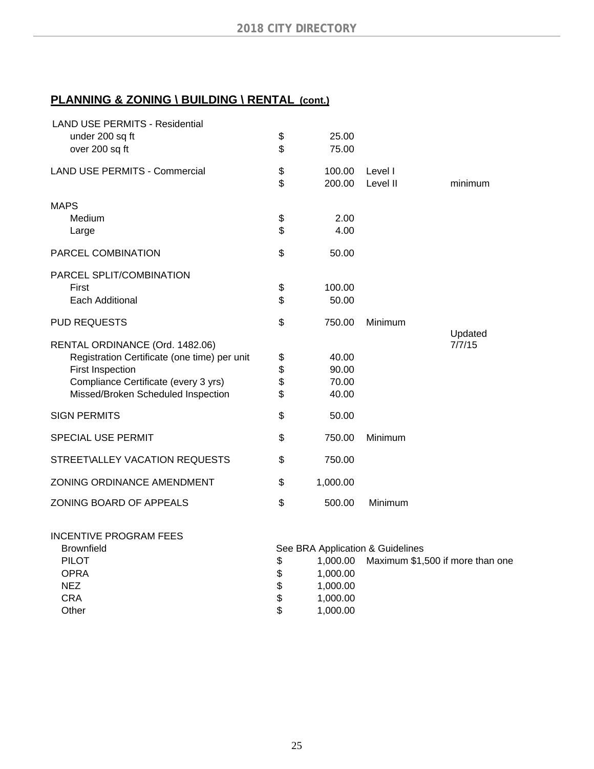## PLANNING & ZONING \ BUILDING \ RENTAL (cont.)

| Item | | Amount | Note | |
|---|---|---|---|---|
| LAND USE PERMITS - Residential | | | | |
| under 200 sq ft | $ | 25.00 | | |
| over 200 sq ft | $ | 75.00 | | |
| LAND USE PERMITS - Commercial | $ | 100.00 | Level I | |
| | $ | 200.00 | Level II | minimum |
| MAPS | | | | |
| Medium | $ | 2.00 | | |
| Large | $ | 4.00 | | |
| PARCEL COMBINATION | $ | 50.00 | | |
| PARCEL SPLIT/COMBINATION | | | | |
| First | $ | 100.00 | | |
| Each Additional | $ | 50.00 | | |
| PUD REQUESTS | $ | 750.00 | Minimum | |
| RENTAL ORDINANCE (Ord. 1482.06) | | | | Updated 7/7/15 |
| Registration Certificate (one time) per unit | $ | 40.00 | | |
| First Inspection | $ | 90.00 | | |
| Compliance Certificate (every 3 yrs) | $ | 70.00 | | |
| Missed/Broken Scheduled Inspection | $ | 40.00 | | |
| SIGN PERMITS | $ | 50.00 | | |
| SPECIAL USE PERMIT | $ | 750.00 | Minimum | |
| STREET\ALLEY VACATION REQUESTS | $ | 750.00 | | |
| ZONING ORDINANCE AMENDMENT | $ | 1,000.00 | | |
| ZONING BOARD OF APPEALS | $ | 500.00 | Minimum | |
| INCENTIVE PROGRAM FEES | | | | |
| Brownfield | See BRA Application & Guidelines | | | |
| PILOT | $ | 1,000.00 | Maximum $1,500 if more than one | |
| OPRA | $ | 1,000.00 | | |
| NEZ | $ | 1,000.00 | | |
| CRA | $ | 1,000.00 | | |
| Other | $ | 1,000.00 | | |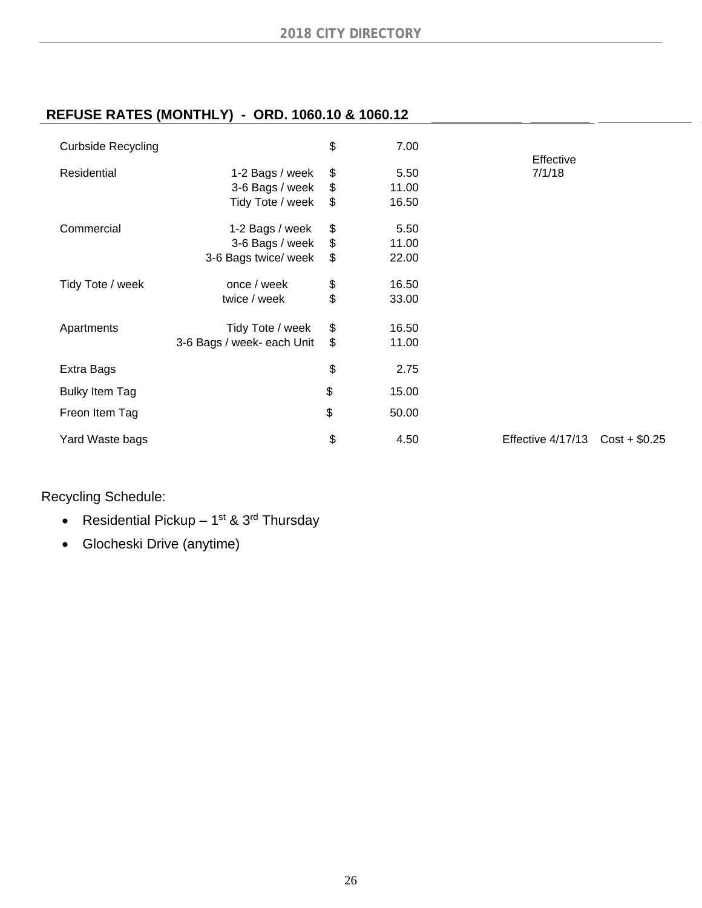## REFUSE RATES (MONTHLY) - ORD. 1060.10 & 1060.12

| Category | Service | | Rate | Notes | |
|---|---|---|---|---|---|
| Curbside Recycling | | $ | 7.00 | Effective 7/1/18 | |
| Residential | 1-2 Bags / week | $ | 5.50 | | |
| | 3-6 Bags / week | $ | 11.00 | | |
| | Tidy Tote / week | $ | 16.50 | | |
| Commercial | 1-2 Bags / week | $ | 5.50 | | |
| | 3-6 Bags / week | $ | 11.00 | | |
| | 3-6 Bags twice/ week | $ | 22.00 | | |
| Tidy Tote / week | once / week | $ | 16.50 | | |
| | twice / week | $ | 33.00 | | |
| Apartments | Tidy Tote / week | $ | 16.50 | | |
| | 3-6 Bags / week- each Unit | $ | 11.00 | | |
| Extra Bags | | $ | 2.75 | | |
| Bulky Item Tag | | $ | 15.00 | | |
| Freon Item Tag | | $ | 50.00 | | |
| Yard Waste bags | | $ | 4.50 | Effective 4/17/13 | Cost + $0.25 |

Recycling Schedule:

- Residential Pickup – 1st & 3rd Thursday
- Glocheski Drive (anytime)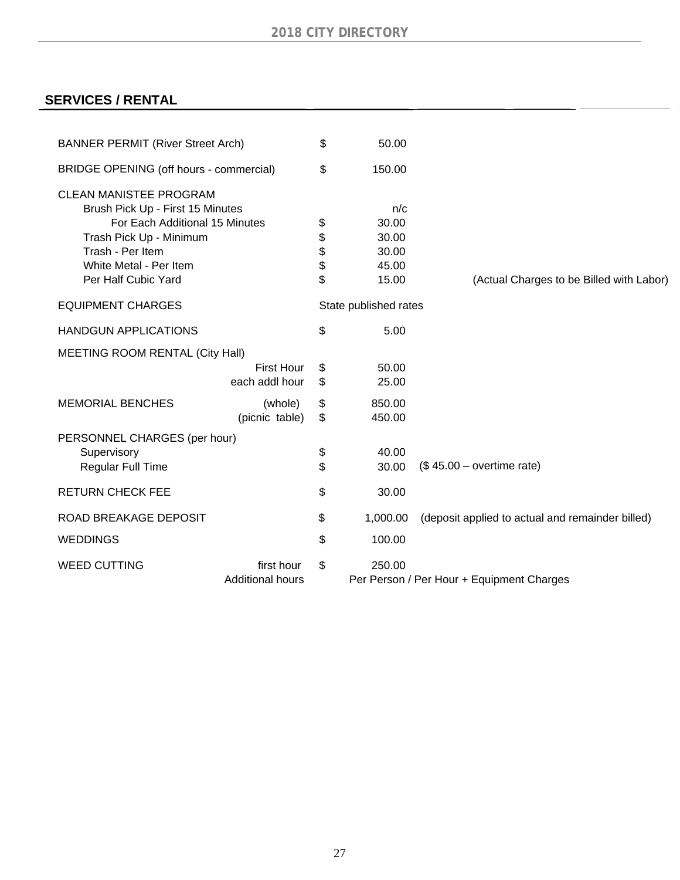## SERVICES / RENTAL

| Item | | Amount | Notes |
|---|---|---|---|
| BANNER PERMIT (River Street Arch) | | $ 50.00 | |
| BRIDGE OPENING (off hours - commercial) | | $ 150.00 | |
| CLEAN MANISTEE PROGRAM | | | |
| Brush Pick Up - First 15 Minutes | | n/c | |
| For Each Additional 15 Minutes | | $ 30.00 | |
| Trash Pick Up - Minimum | | $ 30.00 | |
| Trash - Per Item | | $ 30.00 | |
| White Metal - Per Item | | $ 45.00 | |
| Per Half Cubic Yard | | $ 15.00 | (Actual Charges to be Billed with Labor) |
| EQUIPMENT CHARGES | | State published rates | |
| HANDGUN APPLICATIONS | | $ 5.00 | |
| MEETING ROOM RENTAL (City Hall) | | | |
| | First Hour | $ 50.00 | |
| | each addl hour | $ 25.00 | |
| MEMORIAL BENCHES | (whole) | $ 850.00 | |
| | (picnic table) | $ 450.00 | |
| PERSONNEL CHARGES (per hour) | | | |
| Supervisory | | $ 40.00 | |
| Regular Full Time | | $ 30.00 | ($ 45.00 – overtime rate) |
| RETURN CHECK FEE | | $ 30.00 | |
| ROAD BREAKAGE DEPOSIT | | $ 1,000.00 | (deposit applied to actual and remainder billed) |
| WEDDINGS | | $ 100.00 | |
| WEED CUTTING | first hour | $ 250.00 | |
| | Additional hours | Per Person / Per Hour + Equipment Charges | |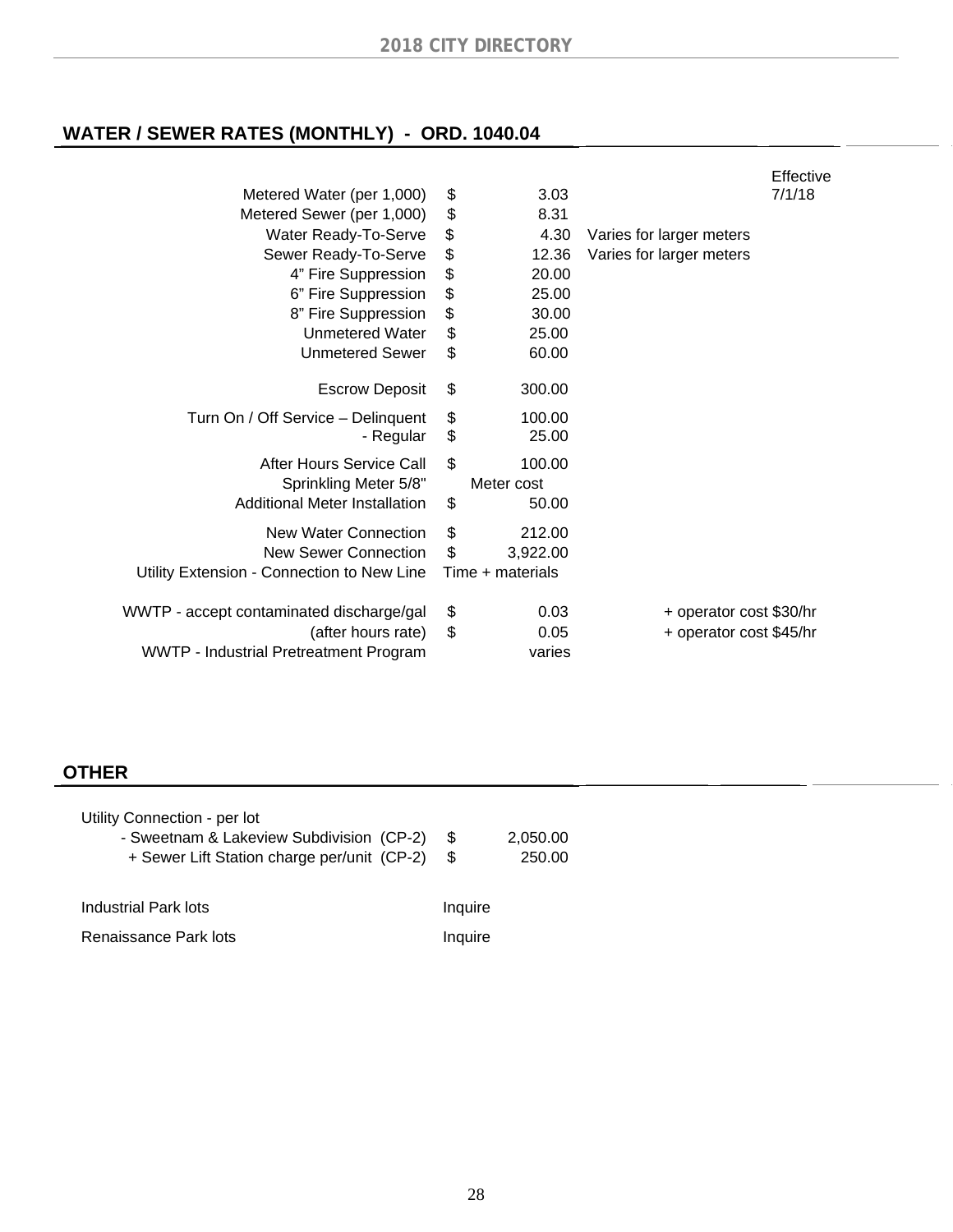## WATER / SEWER RATES (MONTHLY) - ORD. 1040.04

| Item | | Amount | Notes | Effective 7/1/18 |
|---|---|---|---|---|
| Metered Water (per 1,000) | $ | 3.03 | | |
| Metered Sewer (per 1,000) | $ | 8.31 | | |
| Water Ready-To-Serve | $ | 4.30 | Varies for larger meters | |
| Sewer Ready-To-Serve | $ | 12.36 | Varies for larger meters | |
| 4" Fire Suppression | $ | 20.00 | | |
| 6" Fire Suppression | $ | 25.00 | | |
| 8" Fire Suppression | $ | 30.00 | | |
| Unmetered Water | $ | 25.00 | | |
| Unmetered Sewer | $ | 60.00 | | |
| Escrow Deposit | $ | 300.00 | | |
| Turn On / Off Service – Delinquent | $ | 100.00 | | |
| - Regular | $ | 25.00 | | |
| After Hours Service Call | $ | 100.00 | | |
| Sprinkling Meter 5/8" | | Meter cost | | |
| Additional Meter Installation | $ | 50.00 | | |
| New Water Connection | $ | 212.00 | | |
| New Sewer Connection | $ | 3,922.00 | | |
| Utility Extension - Connection to New Line | | Time + materials | | |
| WWTP - accept contaminated discharge/gal | $ | 0.03 | + operator cost $30/hr | |
| (after hours rate) | $ | 0.05 | + operator cost $45/hr | |
| WWTP - Industrial Pretreatment Program | | varies | | |

## OTHER

Utility Connection - per lot

| Item | | Amount |
|---|---|---|
| - Sweetnam & Lakeview Subdivision (CP-2) | $ | 2,050.00 |
| + Sewer Lift Station charge per/unit (CP-2) | $ | 250.00 |

| Item | |
|---|---|
| Industrial Park lots | Inquire |
| Renaissance Park lots | Inquire |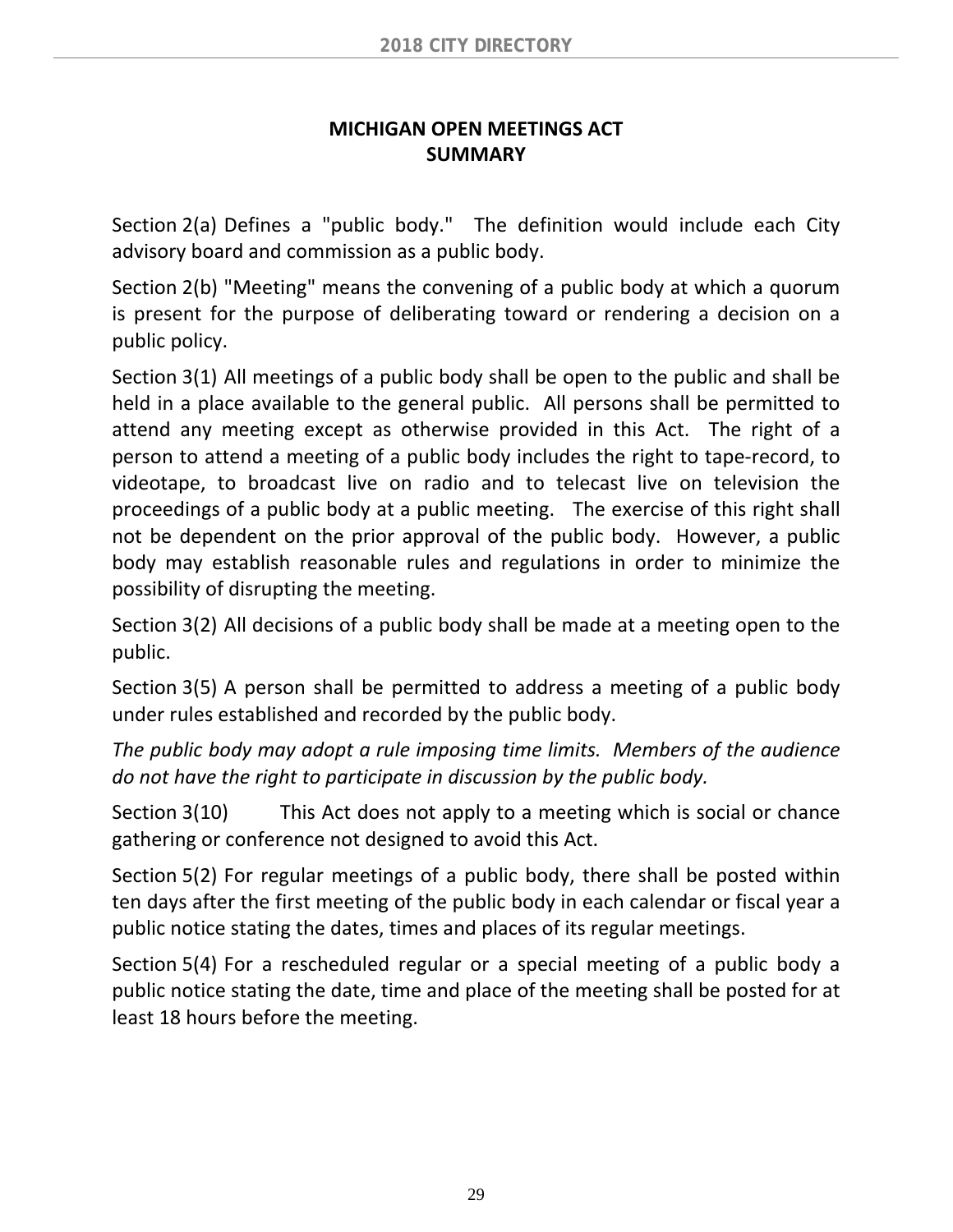# MICHIGAN OPEN MEETINGS ACT
# SUMMARY

Section 2(a) Defines a "public body." The definition would include each City advisory board and commission as a public body.

Section 2(b) "Meeting" means the convening of a public body at which a quorum is present for the purpose of deliberating toward or rendering a decision on a public policy.

Section 3(1) All meetings of a public body shall be open to the public and shall be held in a place available to the general public. All persons shall be permitted to attend any meeting except as otherwise provided in this Act. The right of a person to attend a meeting of a public body includes the right to tape-record, to videotape, to broadcast live on radio and to telecast live on television the proceedings of a public body at a public meeting. The exercise of this right shall not be dependent on the prior approval of the public body. However, a public body may establish reasonable rules and regulations in order to minimize the possibility of disrupting the meeting.

Section 3(2) All decisions of a public body shall be made at a meeting open to the public.

Section 3(5) A person shall be permitted to address a meeting of a public body under rules established and recorded by the public body.

*The public body may adopt a rule imposing time limits. Members of the audience do not have the right to participate in discussion by the public body.*

Section 3(10) This Act does not apply to a meeting which is social or chance gathering or conference not designed to avoid this Act.

Section 5(2) For regular meetings of a public body, there shall be posted within ten days after the first meeting of the public body in each calendar or fiscal year a public notice stating the dates, times and places of its regular meetings.

Section 5(4) For a rescheduled regular or a special meeting of a public body a public notice stating the date, time and place of the meeting shall be posted for at least 18 hours before the meeting.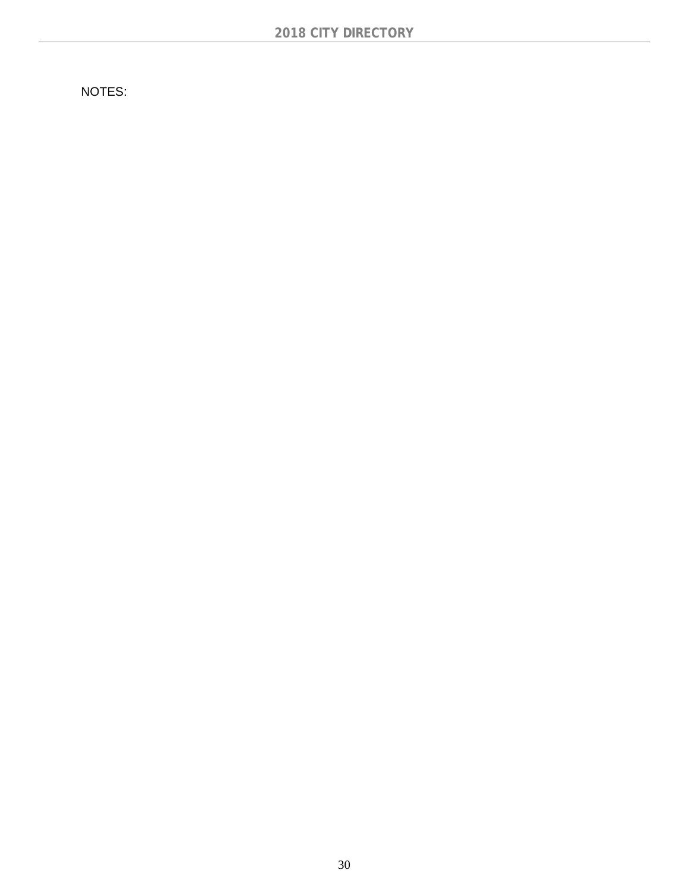NOTES: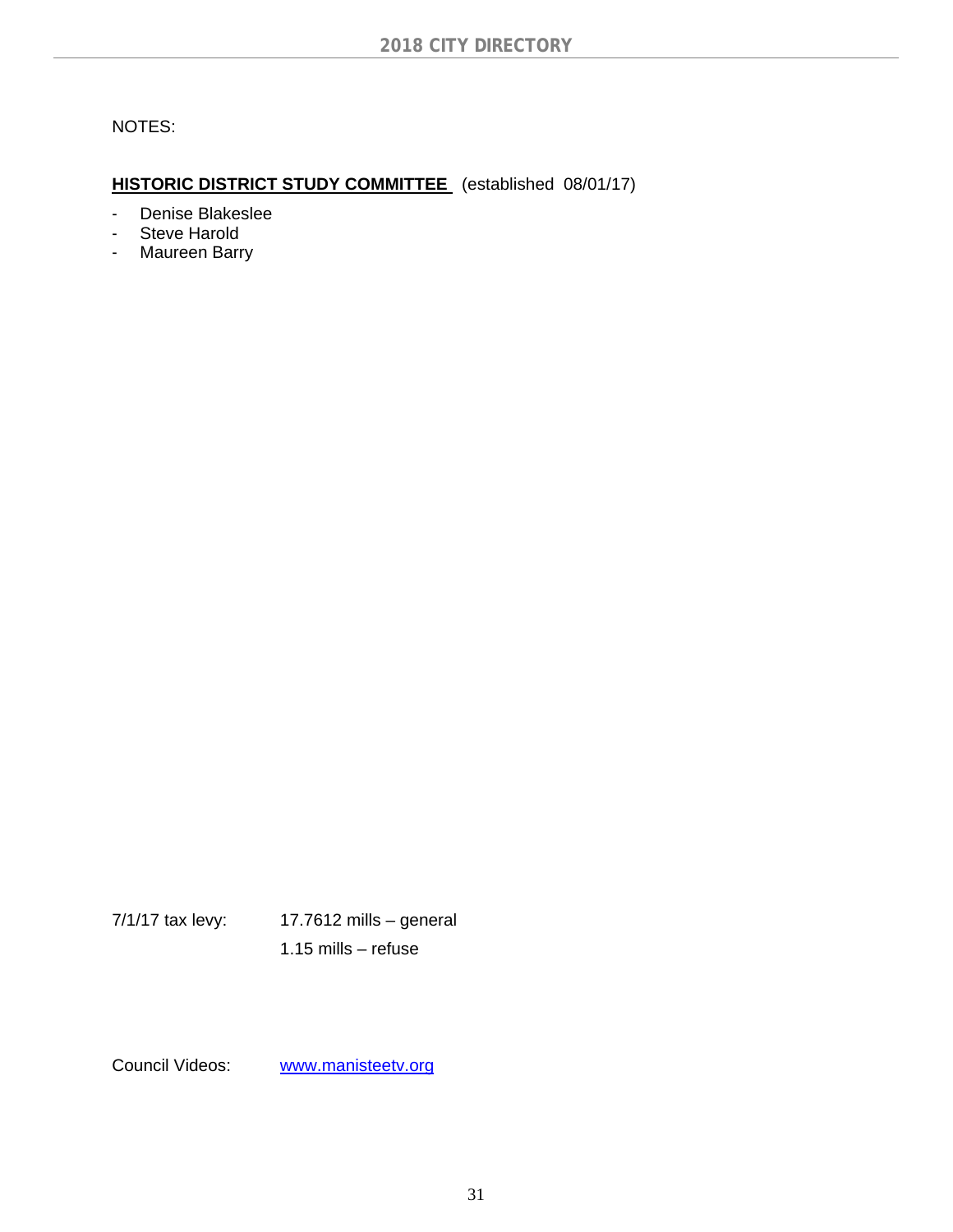NOTES:

**HISTORIC DISTRICT STUDY COMMITTEE** (established 08/01/17)

- Denise Blakeslee
- Steve Harold
- Maureen Barry

7/1/17 tax levy: 17.7612 mills – general

1.15 mills – refuse

Council Videos: www.manisteetv.org